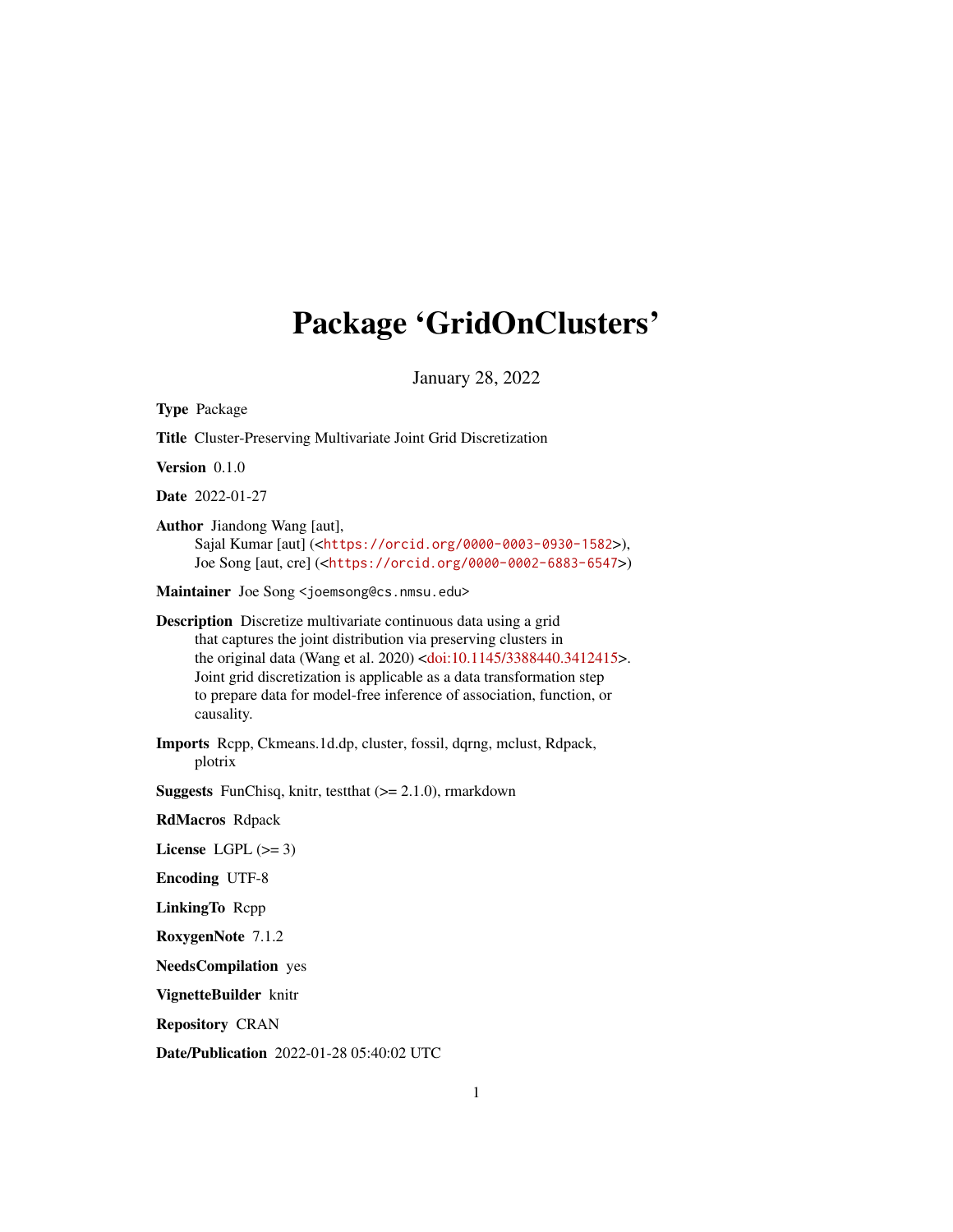# Package 'GridOnClusters'

January 28, 2022

**Type** Package

**Title** Cluster-Preserving Multivariate Joint Grid Discretization

**Version** 0.1.0

**Date** 2022-01-27

**Author** Jiandong Wang [aut],
Sajal Kumar [aut] (<https://orcid.org/0000-0003-0930-1582>),
Joe Song [aut, cre] (<https://orcid.org/0000-0002-6883-6547>)

**Maintainer** Joe Song <joemsong@cs.nmsu.edu>

**Description** Discretize multivariate continuous data using a grid that captures the joint distribution via preserving clusters in the original data (Wang et al. 2020) <doi:10.1145/3388440.3412415>. Joint grid discretization is applicable as a data transformation step to prepare data for model-free inference of association, function, or causality.

**Imports** Rcpp, Ckmeans.1d.dp, cluster, fossil, dqrng, mclust, Rdpack, plotrix

**Suggests** FunChisq, knitr, testthat (>= 2.1.0), rmarkdown

**RdMacros** Rdpack

**License** LGPL (>= 3)

**Encoding** UTF-8

**LinkingTo** Rcpp

**RoxygenNote** 7.1.2

**NeedsCompilation** yes

**VignetteBuilder** knitr

**Repository** CRAN

**Date/Publication** 2022-01-28 05:40:02 UTC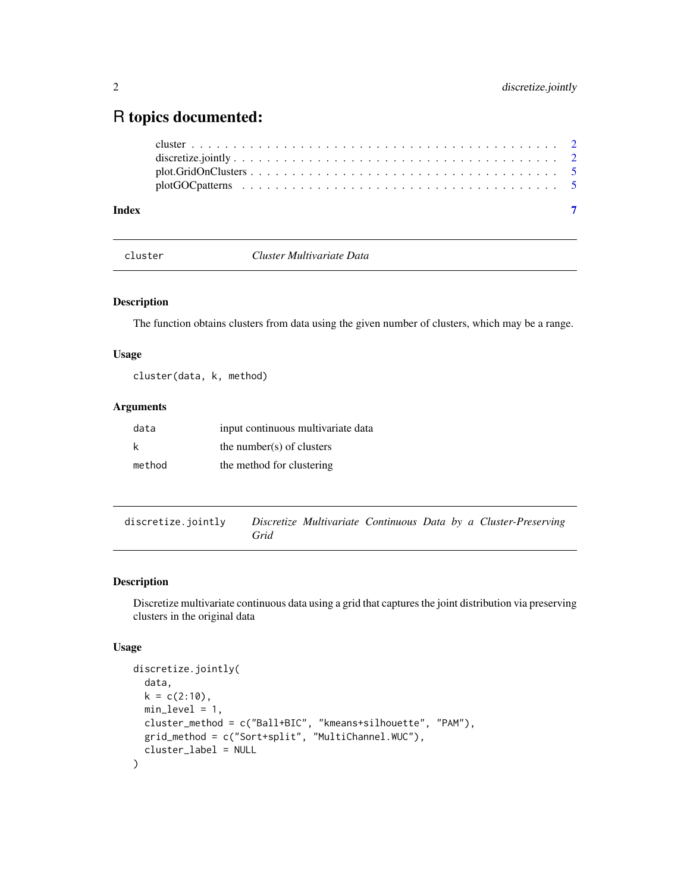# R topics documented:

cluster . . . . . . . . . . . . . . . . . . . . . . . . . . . . . . . . . . . . . . . . . . 2
discretize.jointly . . . . . . . . . . . . . . . . . . . . . . . . . . . . . . . . . . . . . 2
plot.GridOnClusters . . . . . . . . . . . . . . . . . . . . . . . . . . . . . . . . . . . 5
plotGOCpatterns . . . . . . . . . . . . . . . . . . . . . . . . . . . . . . . . . . . . . 5

**Index** **7**

---

## cluster — *Cluster Multivariate Data*

### Description

The function obtains clusters from data using the given number of clusters, which may be a range.

### Usage

```
cluster(data, k, method)
```

### Arguments

| | |
|---|---|
| `data` | input continuous multivariate data |
| `k` | the number(s) of clusters |
| `method` | the method for clustering |

---

## discretize.jointly — *Discretize Multivariate Continuous Data by a Cluster-Preserving Grid*

### Description

Discretize multivariate continuous data using a grid that captures the joint distribution via preserving clusters in the original data

### Usage

```
discretize.jointly(
  data,
  k = c(2:10),
  min_level = 1,
  cluster_method = c("Ball+BIC", "kmeans+silhouette", "PAM"),
  grid_method = c("Sort+split", "MultiChannel.WUC"),
  cluster_label = NULL
)
```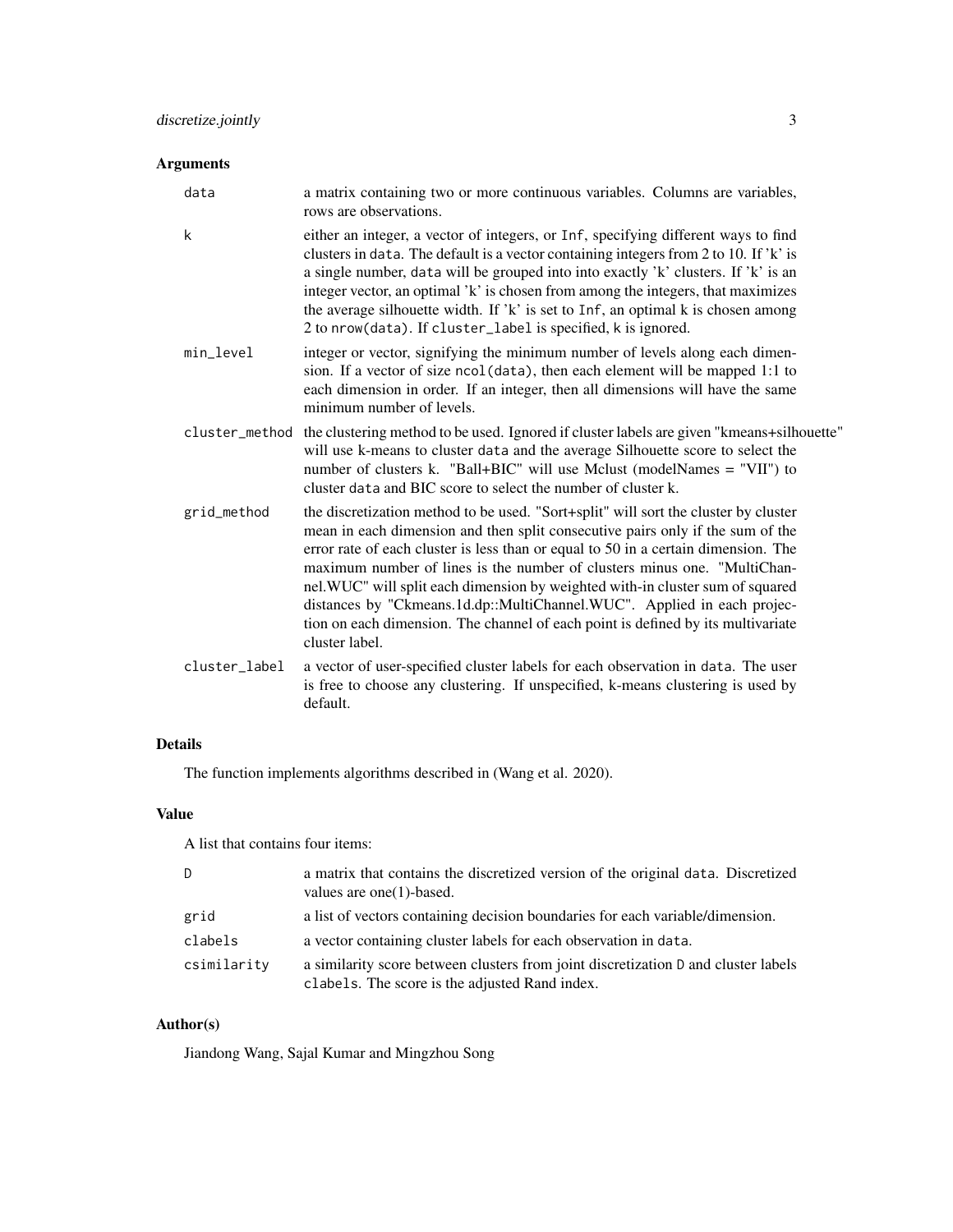## Arguments

| | |
|---|---|
| `data` | a matrix containing two or more continuous variables. Columns are variables, rows are observations. |
| `k` | either an integer, a vector of integers, or `Inf`, specifying different ways to find clusters in `data`. The default is a vector containing integers from 2 to 10. If 'k' is a single number, `data` will be grouped into into exactly 'k' clusters. If 'k' is an integer vector, an optimal 'k' is chosen from among the integers, that maximizes the average silhouette width. If 'k' is set to `Inf`, an optimal k is chosen among 2 to `nrow(data)`. If `cluster_label` is specified, `k` is ignored. |
| `min_level` | integer or vector, signifying the minimum number of levels along each dimension. If a vector of size `ncol(data)`, then each element will be mapped 1:1 to each dimension in order. If an integer, then all dimensions will have the same minimum number of levels. |
| `cluster_method` | the clustering method to be used. Ignored if cluster labels are given "kmeans+silhouette" will use k-means to cluster `data` and the average Silhouette score to select the number of clusters k. "Ball+BIC" will use Mclust (modelNames = "VII") to cluster `data` and BIC score to select the number of cluster k. |
| `grid_method` | the discretization method to be used. "Sort+split" will sort the cluster by cluster mean in each dimension and then split consecutive pairs only if the sum of the error rate of each cluster is less than or equal to 50 in a certain dimension. The maximum number of lines is the number of clusters minus one. "MultiChannel.WUC" will split each dimension by weighted with-in cluster sum of squared distances by "Ckmeans.1d.dp::MultiChannel.WUC". Applied in each projection on each dimension. The channel of each point is defined by its multivariate cluster label. |
| `cluster_label` | a vector of user-specified cluster labels for each observation in `data`. The user is free to choose any clustering. If unspecified, k-means clustering is used by default. |

## Details

The function implements algorithms described in (Wang et al. 2020).

## Value

A list that contains four items:

| | |
|---|---|
| `D` | a matrix that contains the discretized version of the original `data`. Discretized values are one(1)-based. |
| `grid` | a list of vectors containing decision boundaries for each variable/dimension. |
| `clabels` | a vector containing cluster labels for each observation in `data`. |
| `csimilarity` | a similarity score between clusters from joint discretization `D` and cluster labels `clabels`. The score is the adjusted Rand index. |

## Author(s)

Jiandong Wang, Sajal Kumar and Mingzhou Song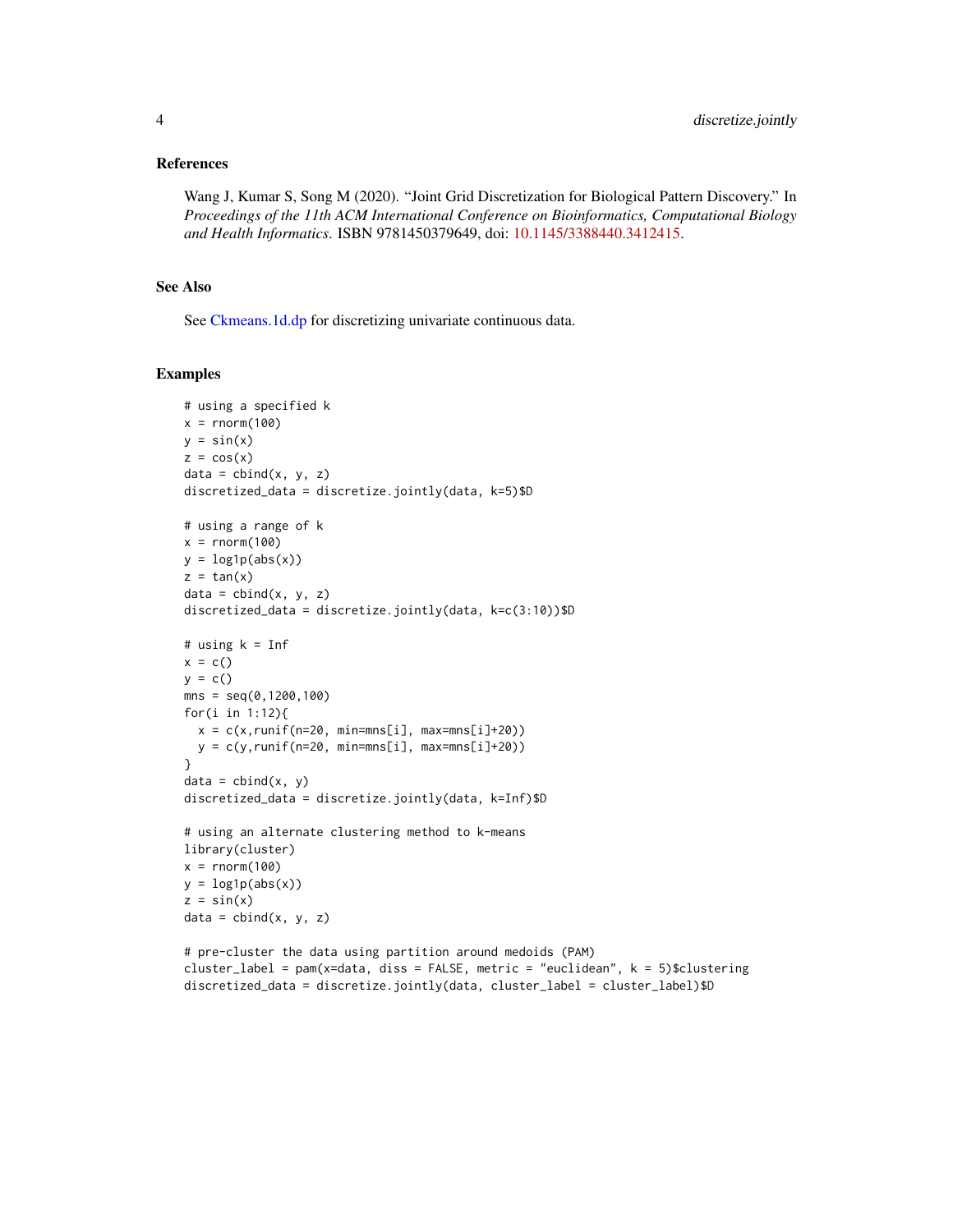## References

Wang J, Kumar S, Song M (2020). "Joint Grid Discretization for Biological Pattern Discovery." In *Proceedings of the 11th ACM International Conference on Bioinformatics, Computational Biology and Health Informatics*. ISBN 9781450379649, doi: 10.1145/3388440.3412415.

## See Also

See Ckmeans.1d.dp for discretizing univariate continuous data.

## Examples

```
# using a specified k
x = rnorm(100)
y = sin(x)
z = cos(x)
data = cbind(x, y, z)
discretized_data = discretize.jointly(data, k=5)$D

# using a range of k
x = rnorm(100)
y = log1p(abs(x))
z = tan(x)
data = cbind(x, y, z)
discretized_data = discretize.jointly(data, k=c(3:10))$D

# using k = Inf
x = c()
y = c()
mns = seq(0,1200,100)
for(i in 1:12){
  x = c(x,runif(n=20, min=mns[i], max=mns[i]+20))
  y = c(y,runif(n=20, min=mns[i], max=mns[i]+20))
}
data = cbind(x, y)
discretized_data = discretize.jointly(data, k=Inf)$D

# using an alternate clustering method to k-means
library(cluster)
x = rnorm(100)
y = log1p(abs(x))
z = sin(x)
data = cbind(x, y, z)

# pre-cluster the data using partition around medoids (PAM)
cluster_label = pam(x=data, diss = FALSE, metric = "euclidean", k = 5)$clustering
discretized_data = discretize.jointly(data, cluster_label = cluster_label)$D
```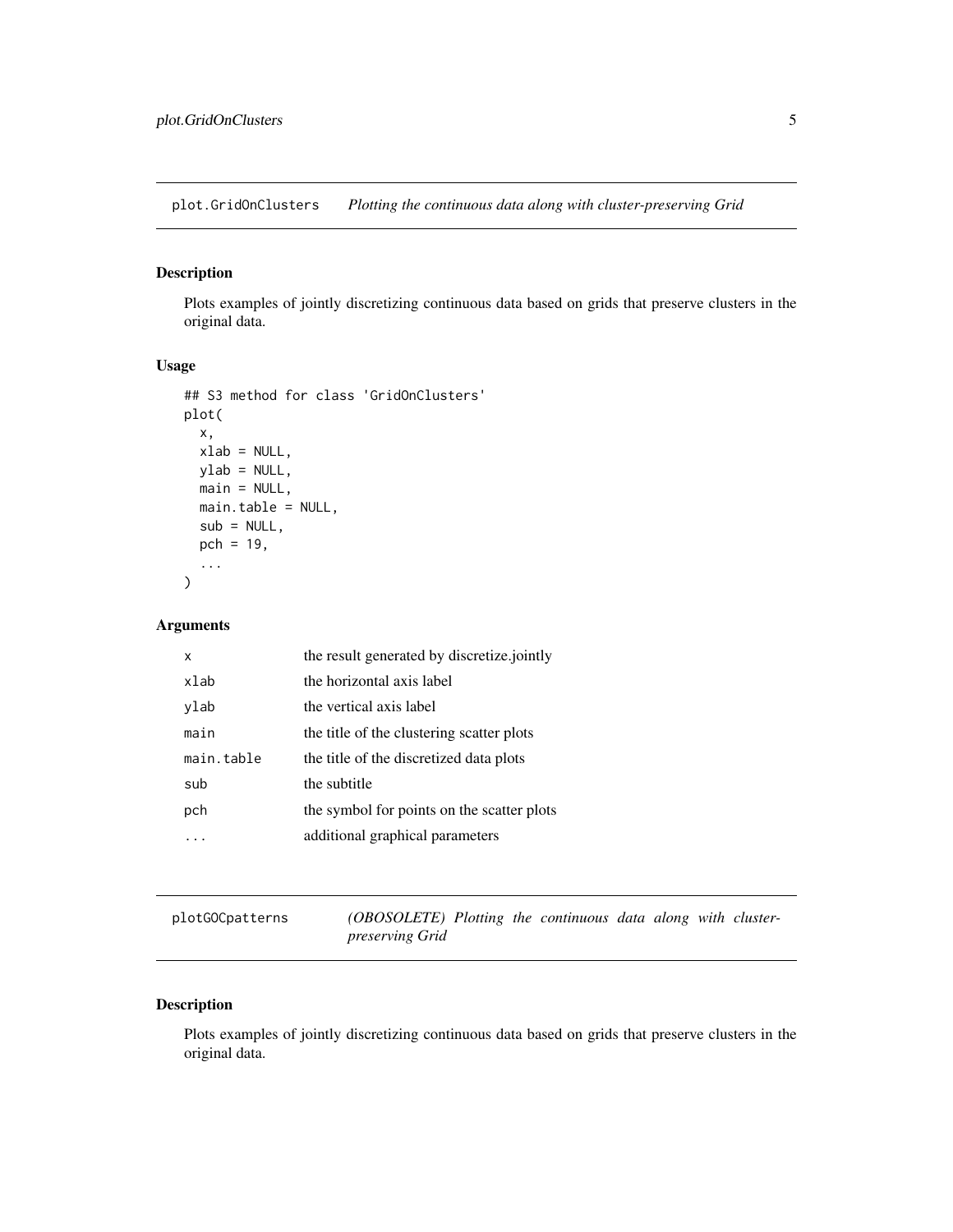## plot.GridOnClusters — *Plotting the continuous data along with cluster-preserving Grid*

### Description

Plots examples of jointly discretizing continuous data based on grids that preserve clusters in the original data.

### Usage

```
## S3 method for class 'GridOnClusters'
plot(
  x,
  xlab = NULL,
  ylab = NULL,
  main = NULL,
  main.table = NULL,
  sub = NULL,
  pch = 19,
  ...
)
```

### Arguments

| | |
|---|---|
| `x` | the result generated by discretize.jointly |
| `xlab` | the horizontal axis label |
| `ylab` | the vertical axis label |
| `main` | the title of the clustering scatter plots |
| `main.table` | the title of the discretized data plots |
| `sub` | the subtitle |
| `pch` | the symbol for points on the scatter plots |
| `...` | additional graphical parameters |

## plotGOCpatterns — *(OBOSOLETE) Plotting the continuous data along with cluster-preserving Grid*

### Description

Plots examples of jointly discretizing continuous data based on grids that preserve clusters in the original data.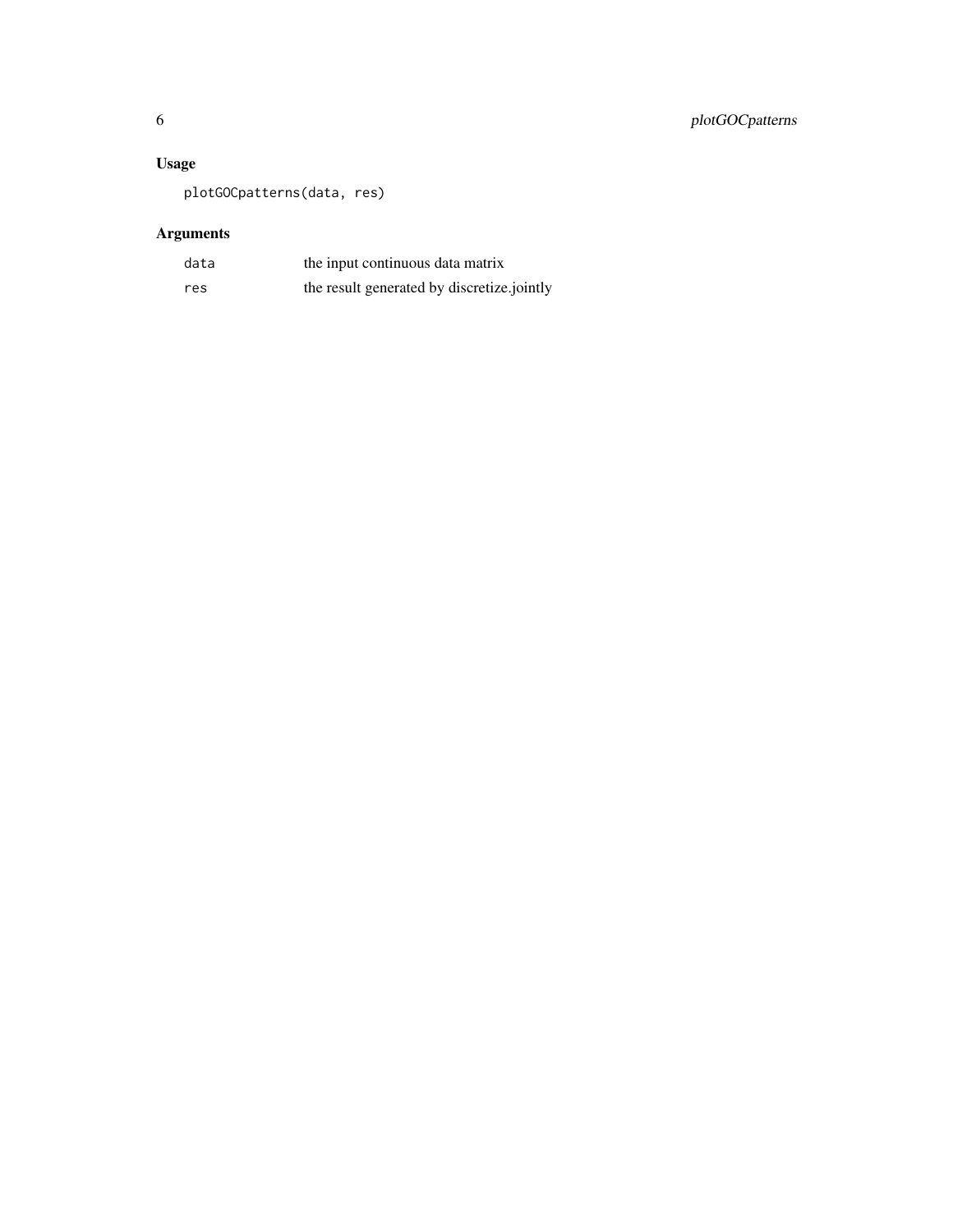### Usage

```
plotGOCpatterns(data, res)
```

### Arguments

| | |
|---|---|
| data | the input continuous data matrix |
| res | the result generated by discretize.jointly |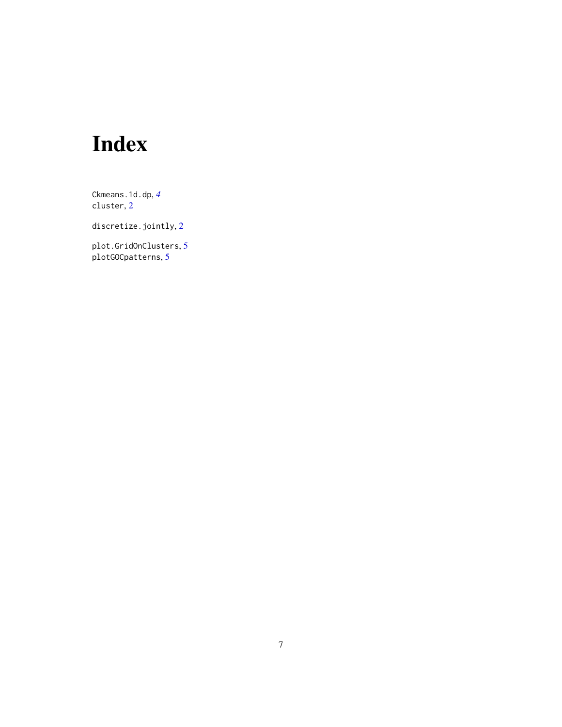# Index

Ckmeans.1d.dp, *4*
cluster, 2

discretize.jointly, 2

plot.GridOnClusters, 5
plotGOCpatterns, 5